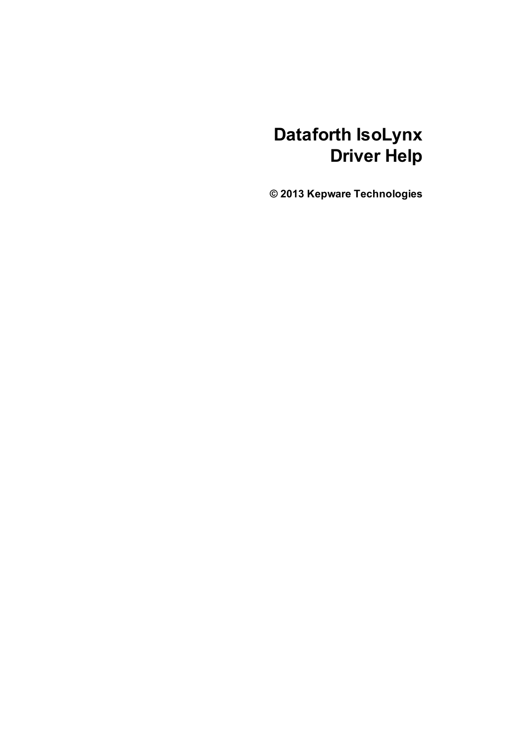# Dataforth IsoLynx Driver Help

**© 2013 Kepware Technologies**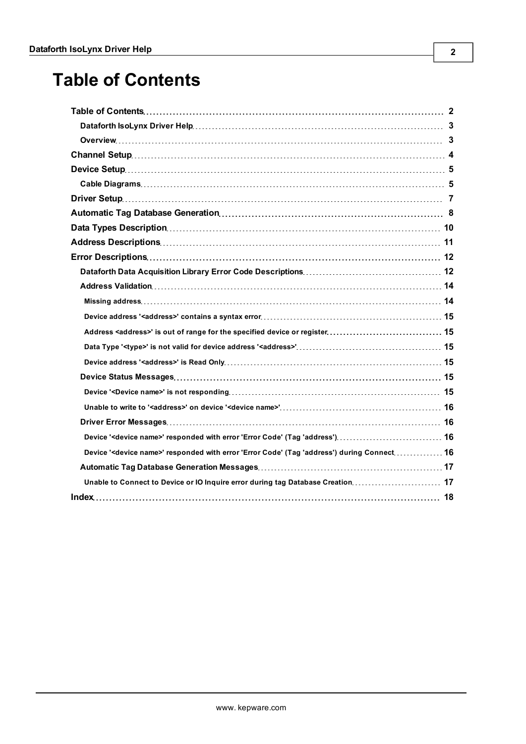# Table of Contents

- **Table of Contents** ..... 2
  - **Dataforth IsoLynx Driver Help** ..... 3
  - **Overview** ..... 3
- **Channel Setup** ..... 4
- **Device Setup** ..... 5
  - **Cable Diagrams** ..... 5
- **Driver Setup** ..... 7
- **Automatic Tag Database Generation** ..... 8
- **Data Types Description** ..... 10
- **Address Descriptions** ..... 11
- **Error Descriptions** ..... 12
  - **Dataforth Data Acquisition Library Error Code Descriptions** ..... 12
  - **Address Validation** ..... 14
    - **Missing address** ..... 14
    - **Device address '<address>' contains a syntax error** ..... 15
    - **Address <address>' is out of range for the specified device or register** ..... 15
    - **Data Type '<type>' is not valid for device address '<address>'** ..... 15
    - **Device address '<address>' is Read Only** ..... 15
  - **Device Status Messages** ..... 15
    - **Device '<Device name>' is not responding** ..... 15
    - **Unable to write to '<address>' on device '<device name>'** ..... 16
  - **Driver Error Messages** ..... 16
    - **Device '<device name>' responded with error 'Error Code' (Tag 'address')** ..... 16
    - **Device '<device name>' responded with error 'Error Code' (Tag 'address') during Connect** ..... 16
  - **Automatic Tag Database Generation Messages** ..... 17
    - **Unable to Connect to Device or IO Inquire error during tag Database Creation** ..... 17
- **Index** ..... 18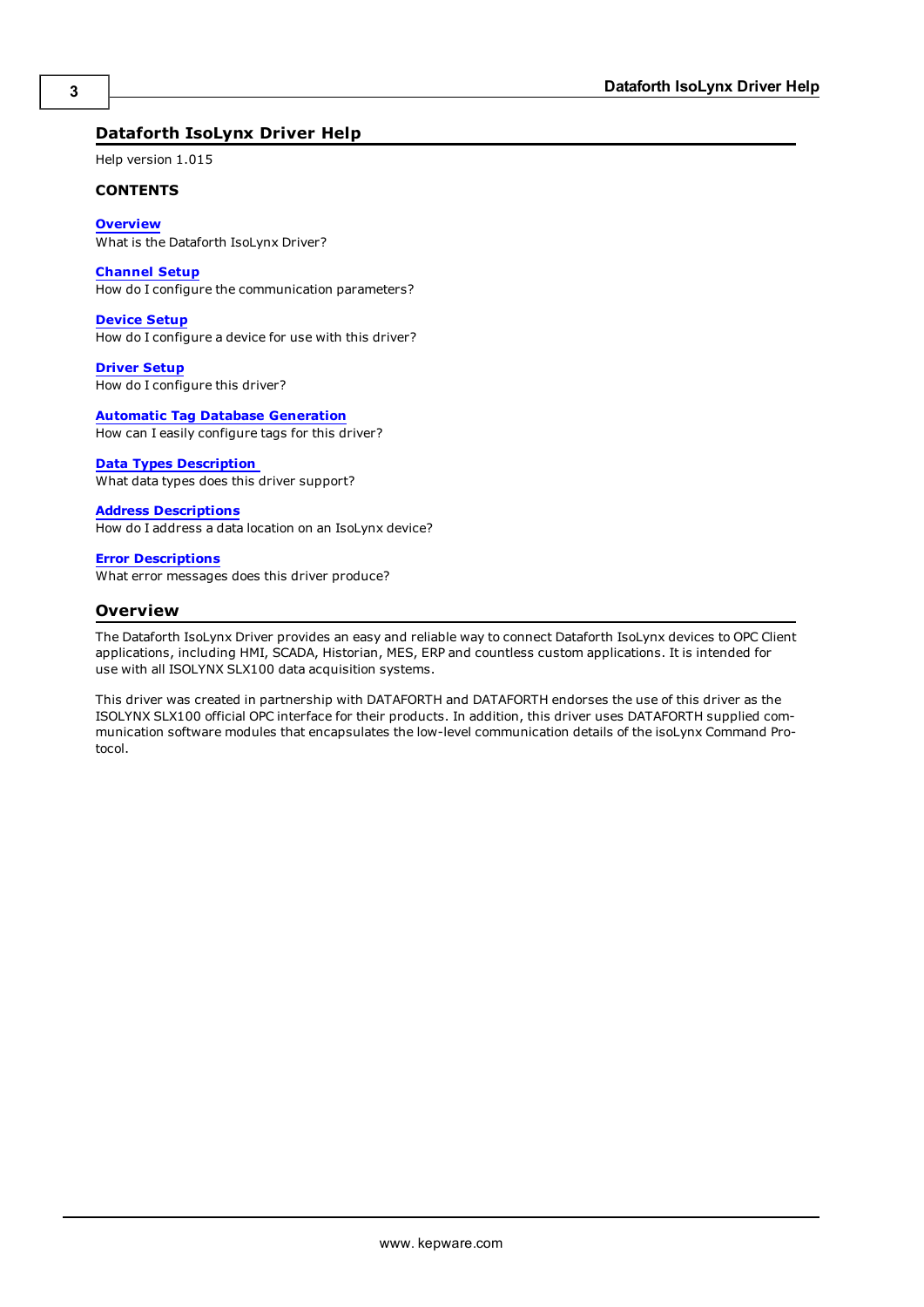# Dataforth IsoLynx Driver Help

Help version 1.015

**CONTENTS**

**Overview**
What is the Dataforth IsoLynx Driver?

**Channel Setup**
How do I configure the communication parameters?

**Device Setup**
How do I configure a device for use with this driver?

**Driver Setup**
How do I configure this driver?

**Automatic Tag Database Generation**
How can I easily configure tags for this driver?

**Data Types Description**
What data types does this driver support?

**Address Descriptions**
How do I address a data location on an IsoLynx device?

**Error Descriptions**
What error messages does this driver produce?

## Overview

The Dataforth IsoLynx Driver provides an easy and reliable way to connect Dataforth IsoLynx devices to OPC Client applications, including HMI, SCADA, Historian, MES, ERP and countless custom applications. It is intended for use with all ISOLYNX SLX100 data acquisition systems.

This driver was created in partnership with DATAFORTH and DATAFORTH endorses the use of this driver as the ISOLYNX SLX100 official OPC interface for their products. In addition, this driver uses DATAFORTH supplied communication software modules that encapsulates the low-level communication details of the isoLynx Command Protocol.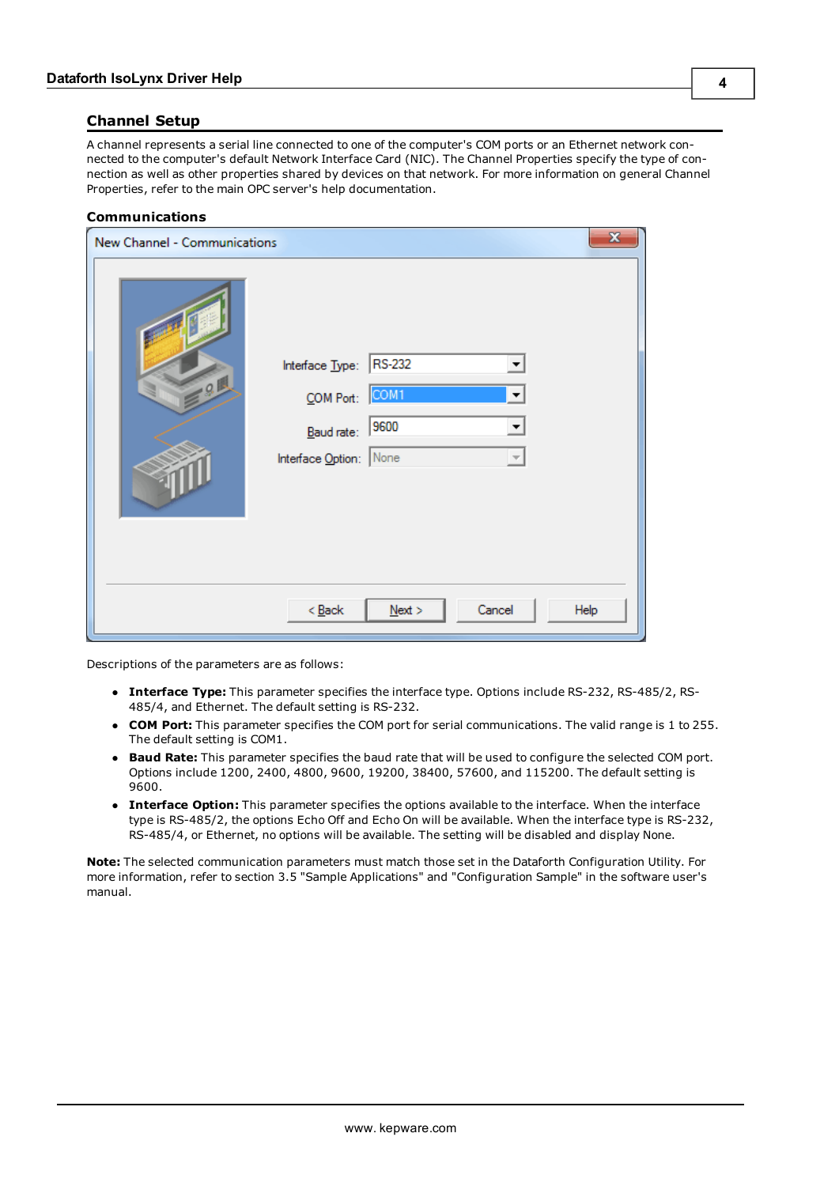## Channel Setup

A channel represents a serial line connected to one of the computer's COM ports or an Ethernet network connected to the computer's default Network Interface Card (NIC). The Channel Properties specify the type of connection as well as other properties shared by devices on that network. For more information on general Channel Properties, refer to the main OPC server's help documentation.

### Communications

Descriptions of the parameters are as follows:

- **Interface Type:** This parameter specifies the interface type. Options include RS-232, RS-485/2, RS-485/4, and Ethernet. The default setting is RS-232.
- **COM Port:** This parameter specifies the COM port for serial communications. The valid range is 1 to 255. The default setting is COM1.
- **Baud Rate:** This parameter specifies the baud rate that will be used to configure the selected COM port. Options include 1200, 2400, 4800, 9600, 19200, 38400, 57600, and 115200. The default setting is 9600.
- **Interface Option:** This parameter specifies the options available to the interface. When the interface type is RS-485/2, the options Echo Off and Echo On will be available. When the interface type is RS-232, RS-485/4, or Ethernet, no options will be available. The setting will be disabled and display None.

**Note:** The selected communication parameters must match those set in the Dataforth Configuration Utility. For more information, refer to section 3.5 "Sample Applications" and "Configuration Sample" in the software user's manual.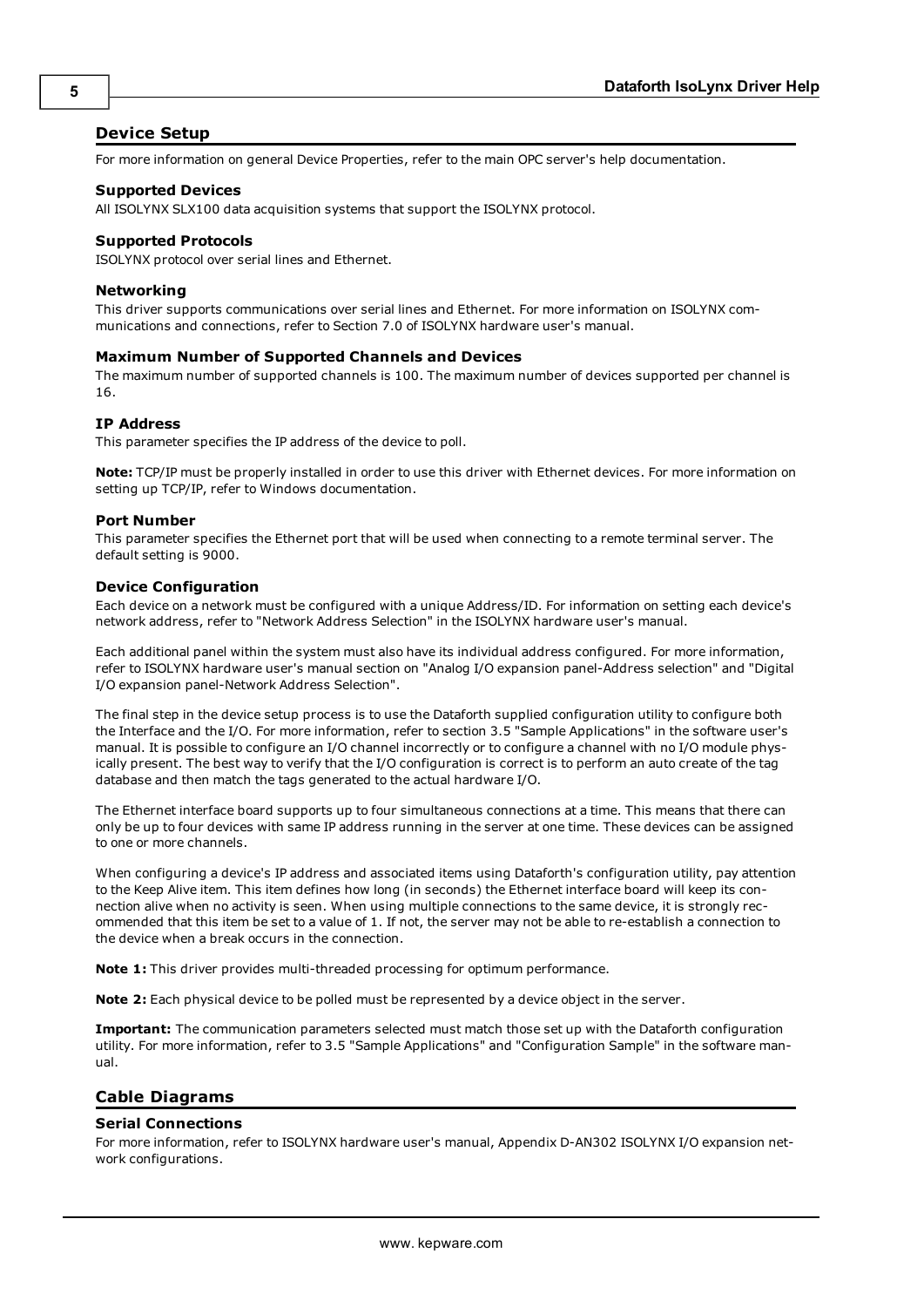## Device Setup

For more information on general Device Properties, refer to the main OPC server's help documentation.

### Supported Devices

All ISOLYNX SLX100 data acquisition systems that support the ISOLYNX protocol.

### Supported Protocols

ISOLYNX protocol over serial lines and Ethernet.

### Networking

This driver supports communications over serial lines and Ethernet. For more information on ISOLYNX communications and connections, refer to Section 7.0 of ISOLYNX hardware user's manual.

### Maximum Number of Supported Channels and Devices

The maximum number of supported channels is 100. The maximum number of devices supported per channel is 16.

### IP Address

This parameter specifies the IP address of the device to poll.

**Note:** TCP/IP must be properly installed in order to use this driver with Ethernet devices. For more information on setting up TCP/IP, refer to Windows documentation.

### Port Number

This parameter specifies the Ethernet port that will be used when connecting to a remote terminal server. The default setting is 9000.

### Device Configuration

Each device on a network must be configured with a unique Address/ID. For information on setting each device's network address, refer to "Network Address Selection" in the ISOLYNX hardware user's manual.

Each additional panel within the system must also have its individual address configured. For more information, refer to ISOLYNX hardware user's manual section on "Analog I/O expansion panel-Address selection" and "Digital I/O expansion panel-Network Address Selection".

The final step in the device setup process is to use the Dataforth supplied configuration utility to configure both the Interface and the I/O. For more information, refer to section 3.5 "Sample Applications" in the software user's manual. It is possible to configure an I/O channel incorrectly or to configure a channel with no I/O module physically present. The best way to verify that the I/O configuration is correct is to perform an auto create of the tag database and then match the tags generated to the actual hardware I/O.

The Ethernet interface board supports up to four simultaneous connections at a time. This means that there can only be up to four devices with same IP address running in the server at one time. These devices can be assigned to one or more channels.

When configuring a device's IP address and associated items using Dataforth's configuration utility, pay attention to the Keep Alive item. This item defines how long (in seconds) the Ethernet interface board will keep its connection alive when no activity is seen. When using multiple connections to the same device, it is strongly recommended that this item be set to a value of 1. If not, the server may not be able to re-establish a connection to the device when a break occurs in the connection.

**Note 1:** This driver provides multi-threaded processing for optimum performance.

**Note 2:** Each physical device to be polled must be represented by a device object in the server.

**Important:** The communication parameters selected must match those set up with the Dataforth configuration utility. For more information, refer to 3.5 "Sample Applications" and "Configuration Sample" in the software manual.

## Cable Diagrams

### Serial Connections

For more information, refer to ISOLYNX hardware user's manual, Appendix D-AN302 ISOLYNX I/O expansion network configurations.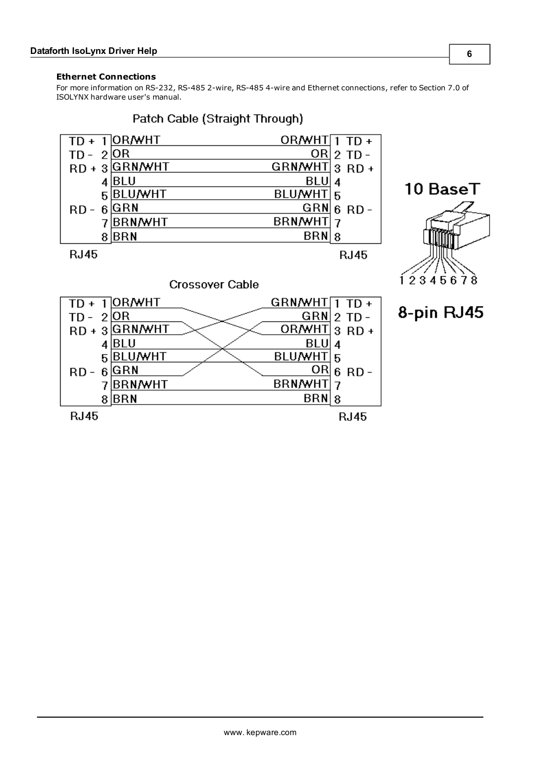### Ethernet Connections

For more information on RS-232, RS-485 2-wire, RS-485 4-wire and Ethernet connections, refer to Section 7.0 of ISOLYNX hardware user's manual.

**Patch Cable (Straight Through)**

| Signal | Pin | Color | Color | Pin | Signal |
|---|---|---|---|---|---|
| TD + | 1 | OR/WHT | OR/WHT | 1 | TD + |
| TD - | 2 | OR | OR | 2 | TD - |
| RD + | 3 | GRN/WHT | GRN/WHT | 3 | RD + |
| | 4 | BLU | BLU | 4 | |
| | 5 | BLU/WHT | BLU/WHT | 5 | |
| RD - | 6 | GRN | GRN | 6 | RD - |
| | 7 | BRN/WHT | BRN/WHT | 7 | |
| | 8 | BRN | BRN | 8 | |

RJ45 — RJ45

**Crossover Cable**

| Signal | Pin | Color | Color | Pin | Signal |
|---|---|---|---|---|---|
| TD + | 1 | OR/WHT | GRN/WHT | 1 | TD + |
| TD - | 2 | OR | GRN | 2 | TD - |
| RD + | 3 | GRN/WHT | OR/WHT | 3 | RD + |
| | 4 | BLU | BLU | 4 | |
| | 5 | BLU/WHT | BLU/WHT | 5 | |
| RD - | 6 | GRN | OR | 6 | RD - |
| | 7 | BRN/WHT | BRN/WHT | 7 | |
| | 8 | BRN | BRN | 8 | |

RJ45 — RJ45

10 BaseT

1 2 3 4 5 6 7 8

8-pin RJ45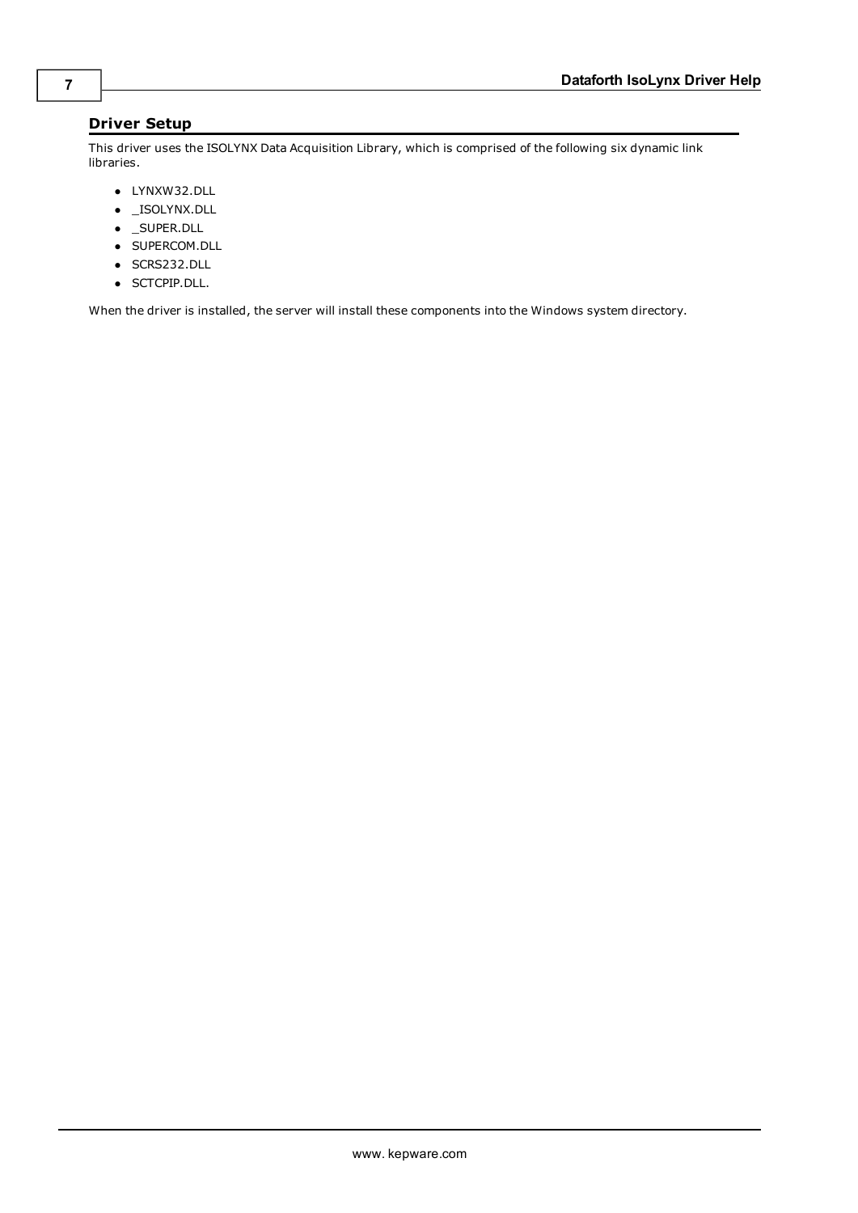## Driver Setup

This driver uses the ISOLYNX Data Acquisition Library, which is comprised of the following six dynamic link libraries.

- LYNXW32.DLL
- _ISOLYNX.DLL
- _SUPER.DLL
- SUPERCOM.DLL
- SCRS232.DLL
- SCTCPIP.DLL.

When the driver is installed, the server will install these components into the Windows system directory.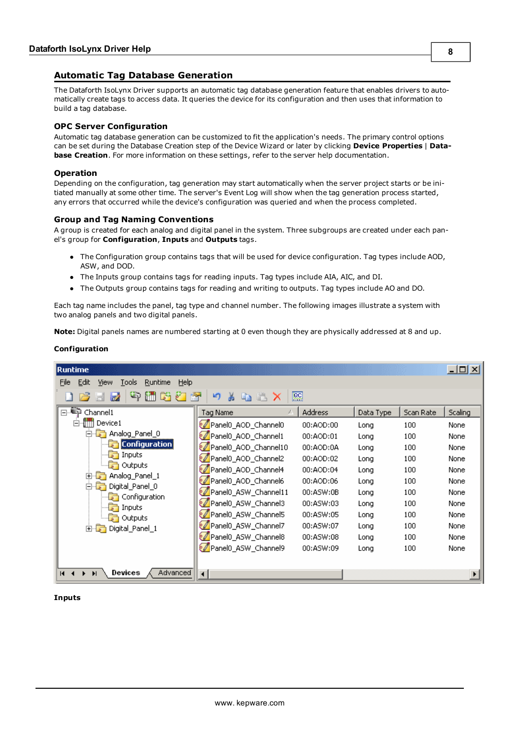## Automatic Tag Database Generation

The Dataforth IsoLynx Driver supports an automatic tag database generation feature that enables drivers to automatically create tags to access data. It queries the device for its configuration and then uses that information to build a tag database.

### OPC Server Configuration

Automatic tag database generation can be customized to fit the application's needs. The primary control options can be set during the Database Creation step of the Device Wizard or later by clicking **Device Properties** | **Database Creation**. For more information on these settings, refer to the server help documentation.

### Operation

Depending on the configuration, tag generation may start automatically when the server project starts or be initiated manually at some other time. The server's Event Log will show when the tag generation process started, any errors that occurred while the device's configuration was queried and when the process completed.

### Group and Tag Naming Conventions

A group is created for each analog and digital panel in the system. Three subgroups are created under each panel's group for **Configuration**, **Inputs** and **Outputs** tags.

- The Configuration group contains tags that will be used for device configuration. Tag types include AOD, ASW, and DOD.
- The Inputs group contains tags for reading inputs. Tag types include AIA, AIC, and DI.
- The Outputs group contains tags for reading and writing to outputs. Tag types include AO and DO.

Each tag name includes the panel, tag type and channel number. The following images illustrate a system with two analog panels and two digital panels.

**Note:** Digital panels names are numbered starting at 0 even though they are physically addressed at 8 and up.

**Configuration**

| Tag Name | Address | Data Type | Scan Rate | Scaling |
|---|---|---|---|---|
| Panel0_AOD_Channel0 | 00:AOD:00 | Long | 100 | None |
| Panel0_AOD_Channel1 | 00:AOD:01 | Long | 100 | None |
| Panel0_AOD_Channel10 | 00:AOD:0A | Long | 100 | None |
| Panel0_AOD_Channel2 | 00:AOD:02 | Long | 100 | None |
| Panel0_AOD_Channel4 | 00:AOD:04 | Long | 100 | None |
| Panel0_AOD_Channel6 | 00:AOD:06 | Long | 100 | None |
| Panel0_ASW_Channel11 | 00:ASW:0B | Long | 100 | None |
| Panel0_ASW_Channel3 | 00:ASW:03 | Long | 100 | None |
| Panel0_ASW_Channel5 | 00:ASW:05 | Long | 100 | None |
| Panel0_ASW_Channel7 | 00:ASW:07 | Long | 100 | None |
| Panel0_ASW_Channel8 | 00:ASW:08 | Long | 100 | None |
| Panel0_ASW_Channel9 | 00:ASW:09 | Long | 100 | None |

**Inputs**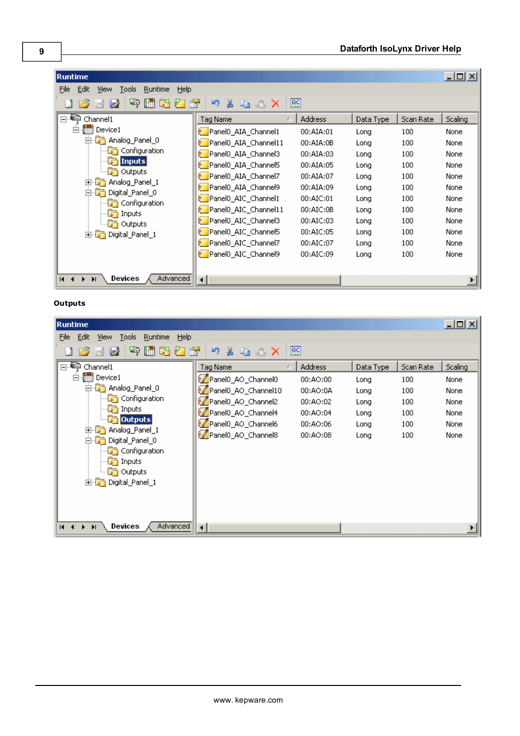| Tag Name | Address | Data Type | Scan Rate | Scaling |
| --- | --- | --- | --- | --- |
| Panel0_AIA_Channel1 | 00:AIA:01 | Long | 100 | None |
| Panel0_AIA_Channel11 | 00:AIA:0B | Long | 100 | None |
| Panel0_AIA_Channel3 | 00:AIA:03 | Long | 100 | None |
| Panel0_AIA_Channel5 | 00:AIA:05 | Long | 100 | None |
| Panel0_AIA_Channel7 | 00:AIA:07 | Long | 100 | None |
| Panel0_AIA_Channel9 | 00:AIA:09 | Long | 100 | None |
| Panel0_AIC_Channel1 | 00:AIC:01 | Long | 100 | None |
| Panel0_AIC_Channel11 | 00:AIC:0B | Long | 100 | None |
| Panel0_AIC_Channel3 | 00:AIC:03 | Long | 100 | None |
| Panel0_AIC_Channel5 | 00:AIC:05 | Long | 100 | None |
| Panel0_AIC_Channel7 | 00:AIC:07 | Long | 100 | None |
| Panel0_AIC_Channel9 | 00:AIC:09 | Long | 100 | None |

**Outputs**

| Tag Name | Address | Data Type | Scan Rate | Scaling |
| --- | --- | --- | --- | --- |
| Panel0_AO_Channel0 | 00:AO:00 | Long | 100 | None |
| Panel0_AO_Channel10 | 00:AO:0A | Long | 100 | None |
| Panel0_AO_Channel2 | 00:AO:02 | Long | 100 | None |
| Panel0_AO_Channel4 | 00:AO:04 | Long | 100 | None |
| Panel0_AO_Channel6 | 00:AO:06 | Long | 100 | None |
| Panel0_AO_Channel8 | 00:AO:08 | Long | 100 | None |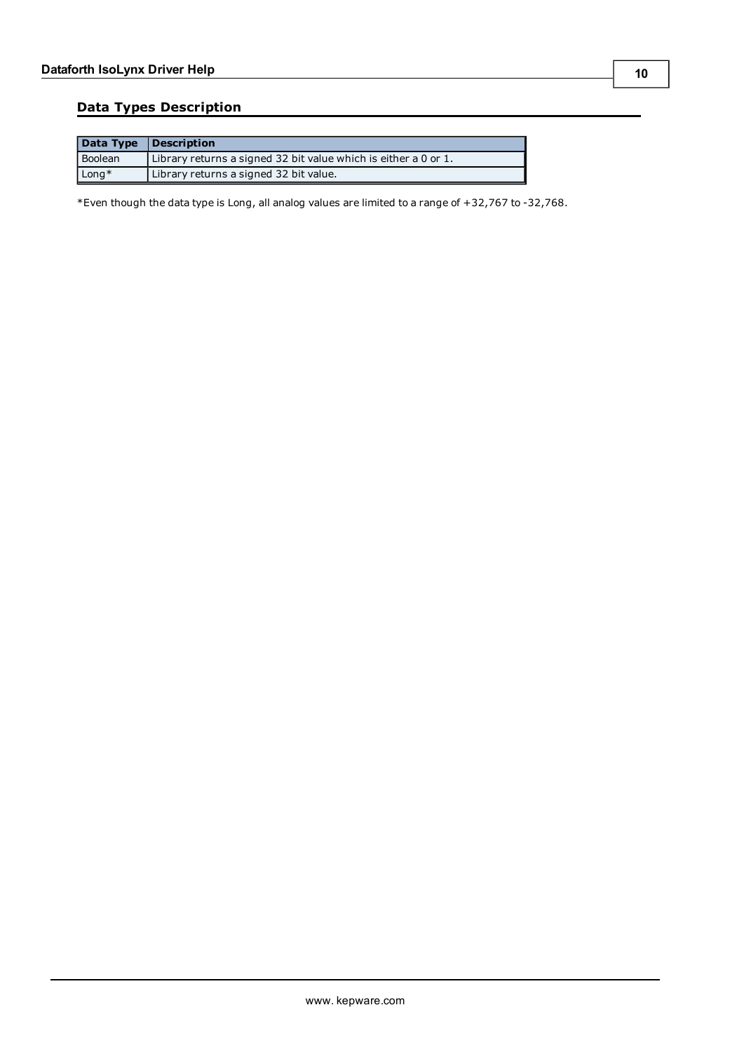## Data Types Description

| Data Type | Description |
| --- | --- |
| Boolean | Library returns a signed 32 bit value which is either a 0 or 1. |
| Long* | Library returns a signed 32 bit value. |

*Even though the data type is Long, all analog values are limited to a range of +32,767 to -32,768.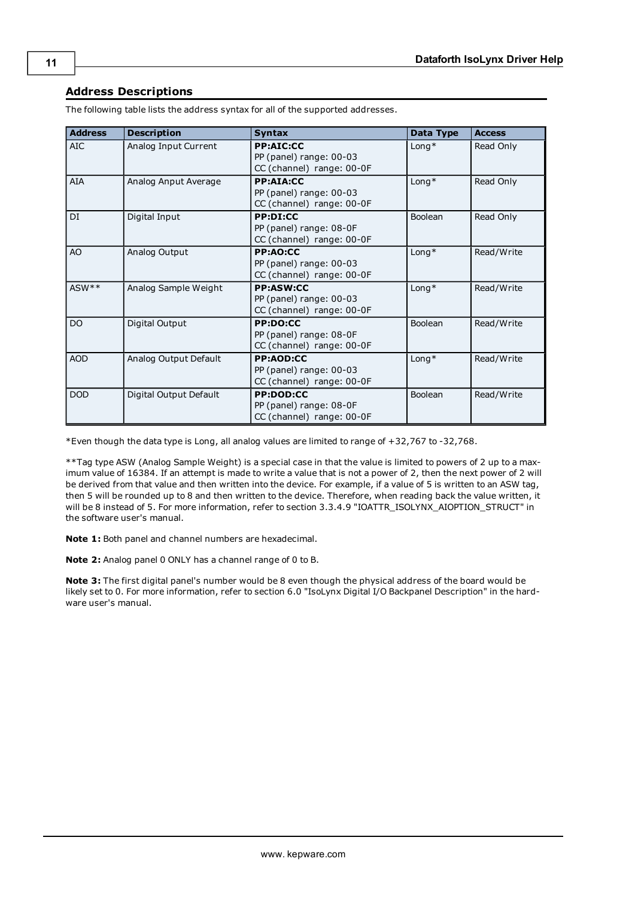## Address Descriptions

The following table lists the address syntax for all of the supported addresses.

| Address | Description | Syntax | Data Type | Access |
|---|---|---|---|---|
| AIC | Analog Input Current | **PP:AIC:CC**<br>PP (panel) range: 00-03<br>CC (channel) range: 00-0F | Long* | Read Only |
| AIA | Analog Anput Average | **PP:AIA:CC**<br>PP (panel) range: 00-03<br>CC (channel) range: 00-0F | Long* | Read Only |
| DI | Digital Input | **PP:DI:CC**<br>PP (panel) range: 08-0F<br>CC (channel) range: 00-0F | Boolean | Read Only |
| AO | Analog Output | **PP:AO:CC**<br>PP (panel) range: 00-03<br>CC (channel) range: 00-0F | Long* | Read/Write |
| ASW** | Analog Sample Weight | **PP:ASW:CC**<br>PP (panel) range: 00-03<br>CC (channel) range: 00-0F | Long* | Read/Write |
| DO | Digital Output | **PP:DO:CC**<br>PP (panel) range: 08-0F<br>CC (channel) range: 00-0F | Boolean | Read/Write |
| AOD | Analog Output Default | **PP:AOD:CC**<br>PP (panel) range: 00-03<br>CC (channel) range: 00-0F | Long* | Read/Write |
| DOD | Digital Output Default | **PP:DOD:CC**<br>PP (panel) range: 08-0F<br>CC (channel) range: 00-0F | Boolean | Read/Write |

*Even though the data type is Long, all analog values are limited to range of +32,767 to -32,768.

**Tag type ASW (Analog Sample Weight) is a special case in that the value is limited to powers of 2 up to a maximum value of 16384. If an attempt is made to write a value that is not a power of 2, then the next power of 2 will be derived from that value and then written into the device. For example, if a value of 5 is written to an ASW tag, then 5 will be rounded up to 8 and then written to the device. Therefore, when reading back the value written, it will be 8 instead of 5. For more information, refer to section 3.3.4.9 "IOATTR_ISOLYNX_AIOPTION_STRUCT" in the software user's manual.

**Note 1:** Both panel and channel numbers are hexadecimal.

**Note 2:** Analog panel 0 ONLY has a channel range of 0 to B.

**Note 3:** The first digital panel's number would be 8 even though the physical address of the board would be likely set to 0. For more information, refer to section 6.0 "IsoLynx Digital I/O Backpanel Description" in the hardware user's manual.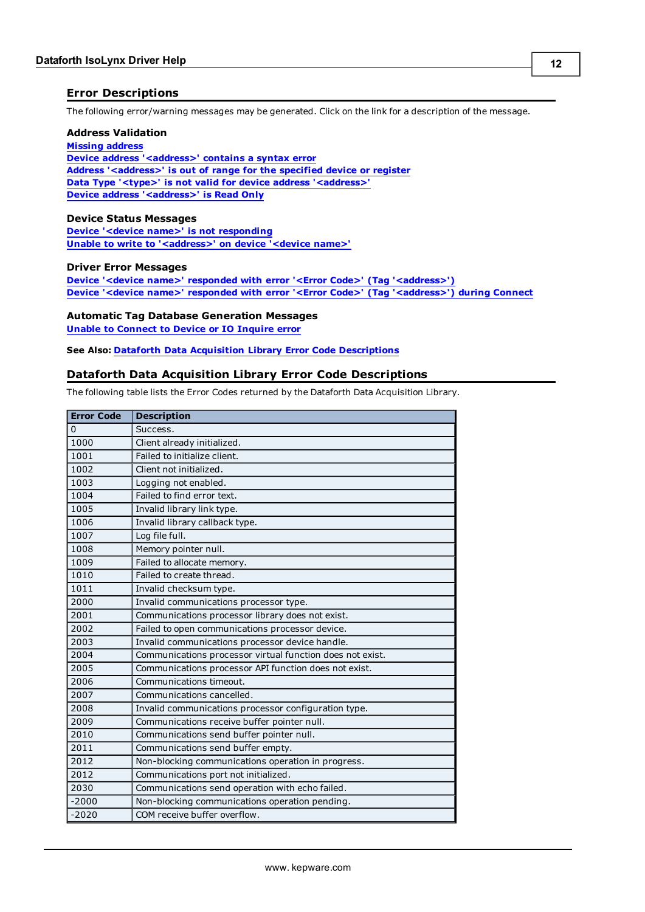## Error Descriptions

The following error/warning messages may be generated. Click on the link for a description of the message.

**Address Validation**

Missing address
Device address '<address>' contains a syntax error
Address '<address>' is out of range for the specified device or register
Data Type '<type>' is not valid for device address '<address>'
Device address '<address>' is Read Only

**Device Status Messages**

Device '<device name>' is not responding
Unable to write to '<address>' on device '<device name>'

**Driver Error Messages**

Device '<device name>' responded with error '<Error Code>' (Tag '<address>')
Device '<device name>' responded with error '<Error Code>' (Tag '<address>') during Connect

**Automatic Tag Database Generation Messages**

Unable to Connect to Device or IO Inquire error

**See Also:** Dataforth Data Acquisition Library Error Code Descriptions

## Dataforth Data Acquisition Library Error Code Descriptions

The following table lists the Error Codes returned by the Dataforth Data Acquisition Library.

| Error Code | Description |
|---|---|
| 0 | Success. |
| 1000 | Client already initialized. |
| 1001 | Failed to initialize client. |
| 1002 | Client not initialized. |
| 1003 | Logging not enabled. |
| 1004 | Failed to find error text. |
| 1005 | Invalid library link type. |
| 1006 | Invalid library callback type. |
| 1007 | Log file full. |
| 1008 | Memory pointer null. |
| 1009 | Failed to allocate memory. |
| 1010 | Failed to create thread. |
| 1011 | Invalid checksum type. |
| 2000 | Invalid communications processor type. |
| 2001 | Communications processor library does not exist. |
| 2002 | Failed to open communications processor device. |
| 2003 | Invalid communications processor device handle. |
| 2004 | Communications processor virtual function does not exist. |
| 2005 | Communications processor API function does not exist. |
| 2006 | Communications timeout. |
| 2007 | Communications cancelled. |
| 2008 | Invalid communications processor configuration type. |
| 2009 | Communications receive buffer pointer null. |
| 2010 | Communications send buffer pointer null. |
| 2011 | Communications send buffer empty. |
| 2012 | Non-blocking communications operation in progress. |
| 2012 | Communications port not initialized. |
| 2030 | Communications send operation with echo failed. |
| -2000 | Non-blocking communications operation pending. |
| -2020 | COM receive buffer overflow. |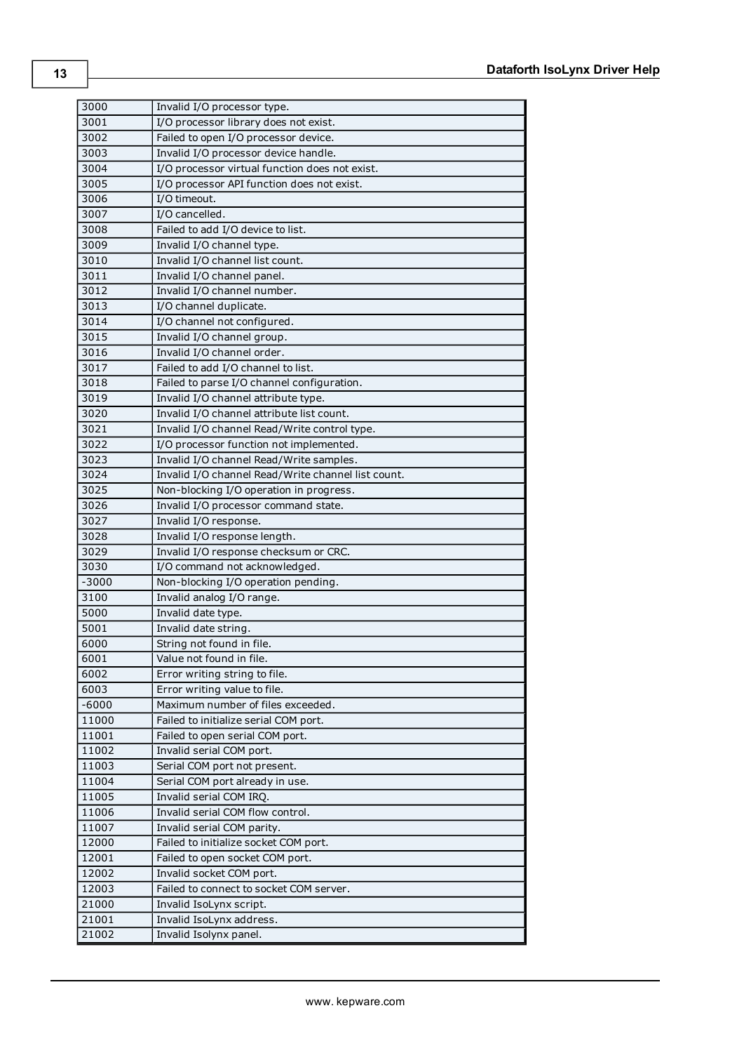| | |
|---|---|
| 3000 | Invalid I/O processor type. |
| 3001 | I/O processor library does not exist. |
| 3002 | Failed to open I/O processor device. |
| 3003 | Invalid I/O processor device handle. |
| 3004 | I/O processor virtual function does not exist. |
| 3005 | I/O processor API function does not exist. |
| 3006 | I/O timeout. |
| 3007 | I/O cancelled. |
| 3008 | Failed to add I/O device to list. |
| 3009 | Invalid I/O channel type. |
| 3010 | Invalid I/O channel list count. |
| 3011 | Invalid I/O channel panel. |
| 3012 | Invalid I/O channel number. |
| 3013 | I/O channel duplicate. |
| 3014 | I/O channel not configured. |
| 3015 | Invalid I/O channel group. |
| 3016 | Invalid I/O channel order. |
| 3017 | Failed to add I/O channel to list. |
| 3018 | Failed to parse I/O channel configuration. |
| 3019 | Invalid I/O channel attribute type. |
| 3020 | Invalid I/O channel attribute list count. |
| 3021 | Invalid I/O channel Read/Write control type. |
| 3022 | I/O processor function not implemented. |
| 3023 | Invalid I/O channel Read/Write samples. |
| 3024 | Invalid I/O channel Read/Write channel list count. |
| 3025 | Non-blocking I/O operation in progress. |
| 3026 | Invalid I/O processor command state. |
| 3027 | Invalid I/O response. |
| 3028 | Invalid I/O response length. |
| 3029 | Invalid I/O response checksum or CRC. |
| 3030 | I/O command not acknowledged. |
| -3000 | Non-blocking I/O operation pending. |
| 3100 | Invalid analog I/O range. |
| 5000 | Invalid date type. |
| 5001 | Invalid date string. |
| 6000 | String not found in file. |
| 6001 | Value not found in file. |
| 6002 | Error writing string to file. |
| 6003 | Error writing value to file. |
| -6000 | Maximum number of files exceeded. |
| 11000 | Failed to initialize serial COM port. |
| 11001 | Failed to open serial COM port. |
| 11002 | Invalid serial COM port. |
| 11003 | Serial COM port not present. |
| 11004 | Serial COM port already in use. |
| 11005 | Invalid serial COM IRQ. |
| 11006 | Invalid serial COM flow control. |
| 11007 | Invalid serial COM parity. |
| 12000 | Failed to initialize socket COM port. |
| 12001 | Failed to open socket COM port. |
| 12002 | Invalid socket COM port. |
| 12003 | Failed to connect to socket COM server. |
| 21000 | Invalid IsoLynx script. |
| 21001 | Invalid IsoLynx address. |
| 21002 | Invalid Isolynx panel. |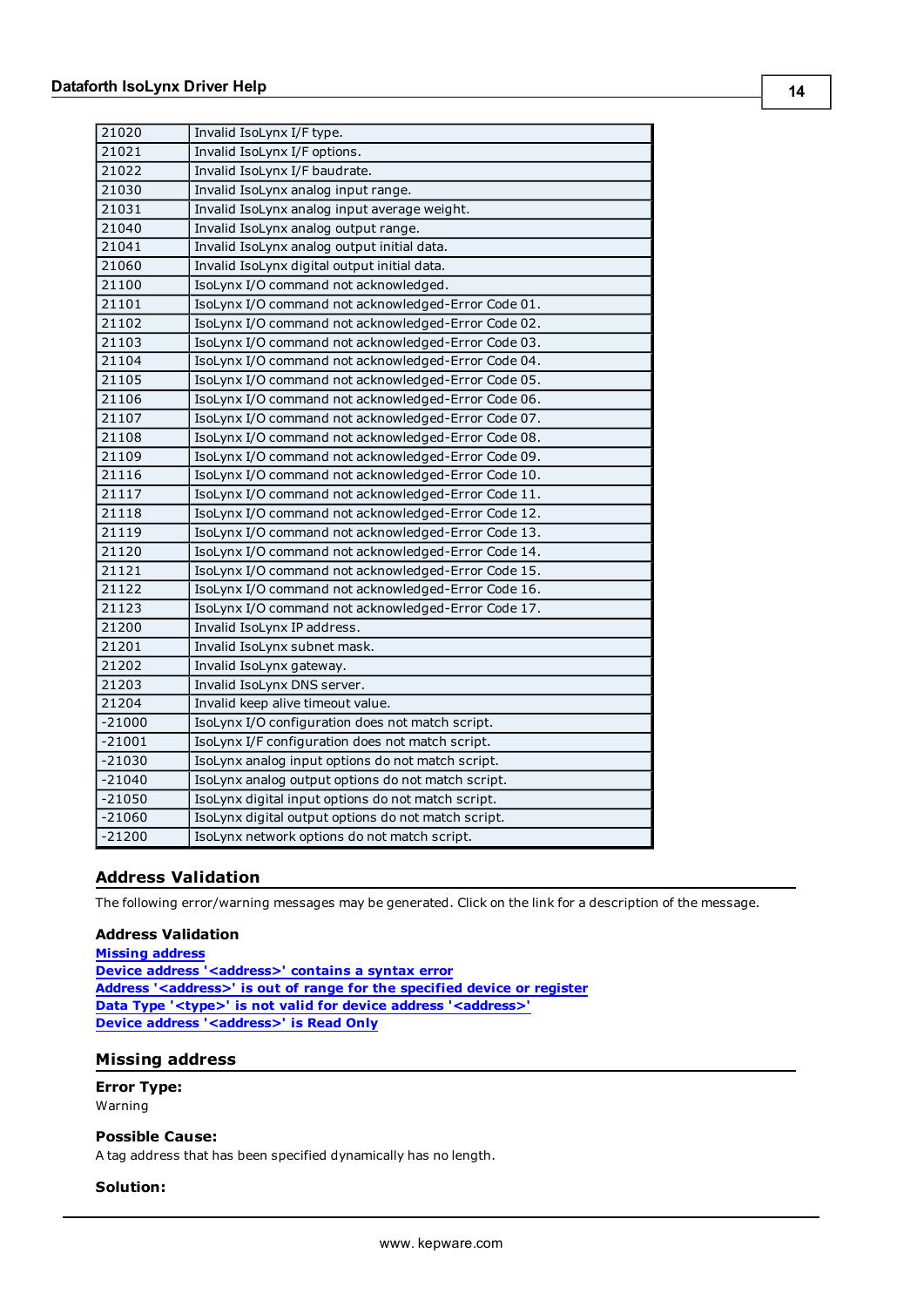| | |
|---|---|
| 21020 | Invalid IsoLynx I/F type. |
| 21021 | Invalid IsoLynx I/F options. |
| 21022 | Invalid IsoLynx I/F baudrate. |
| 21030 | Invalid IsoLynx analog input range. |
| 21031 | Invalid IsoLynx analog input average weight. |
| 21040 | Invalid IsoLynx analog output range. |
| 21041 | Invalid IsoLynx analog output initial data. |
| 21060 | Invalid IsoLynx digital output initial data. |
| 21100 | IsoLynx I/O command not acknowledged. |
| 21101 | IsoLynx I/O command not acknowledged-Error Code 01. |
| 21102 | IsoLynx I/O command not acknowledged-Error Code 02. |
| 21103 | IsoLynx I/O command not acknowledged-Error Code 03. |
| 21104 | IsoLynx I/O command not acknowledged-Error Code 04. |
| 21105 | IsoLynx I/O command not acknowledged-Error Code 05. |
| 21106 | IsoLynx I/O command not acknowledged-Error Code 06. |
| 21107 | IsoLynx I/O command not acknowledged-Error Code 07. |
| 21108 | IsoLynx I/O command not acknowledged-Error Code 08. |
| 21109 | IsoLynx I/O command not acknowledged-Error Code 09. |
| 21116 | IsoLynx I/O command not acknowledged-Error Code 10. |
| 21117 | IsoLynx I/O command not acknowledged-Error Code 11. |
| 21118 | IsoLynx I/O command not acknowledged-Error Code 12. |
| 21119 | IsoLynx I/O command not acknowledged-Error Code 13. |
| 21120 | IsoLynx I/O command not acknowledged-Error Code 14. |
| 21121 | IsoLynx I/O command not acknowledged-Error Code 15. |
| 21122 | IsoLynx I/O command not acknowledged-Error Code 16. |
| 21123 | IsoLynx I/O command not acknowledged-Error Code 17. |
| 21200 | Invalid IsoLynx IP address. |
| 21201 | Invalid IsoLynx subnet mask. |
| 21202 | Invalid IsoLynx gateway. |
| 21203 | Invalid IsoLynx DNS server. |
| 21204 | Invalid keep alive timeout value. |
| -21000 | IsoLynx I/O configuration does not match script. |
| -21001 | IsoLynx I/F configuration does not match script. |
| -21030 | IsoLynx analog input options do not match script. |
| -21040 | IsoLynx analog output options do not match script. |
| -21050 | IsoLynx digital input options do not match script. |
| -21060 | IsoLynx digital output options do not match script. |
| -21200 | IsoLynx network options do not match script. |

## Address Validation

The following error/warning messages may be generated. Click on the link for a description of the message.

**Address Validation**

**Missing address**
**Device address '<address>' contains a syntax error**
**Address '<address>' is out of range for the specified device or register**
**Data Type '<type>' is not valid for device address '<address>'**
**Device address '<address>' is Read Only**

## Missing address

**Error Type:**
Warning

**Possible Cause:**
A tag address that has been specified dynamically has no length.

**Solution:**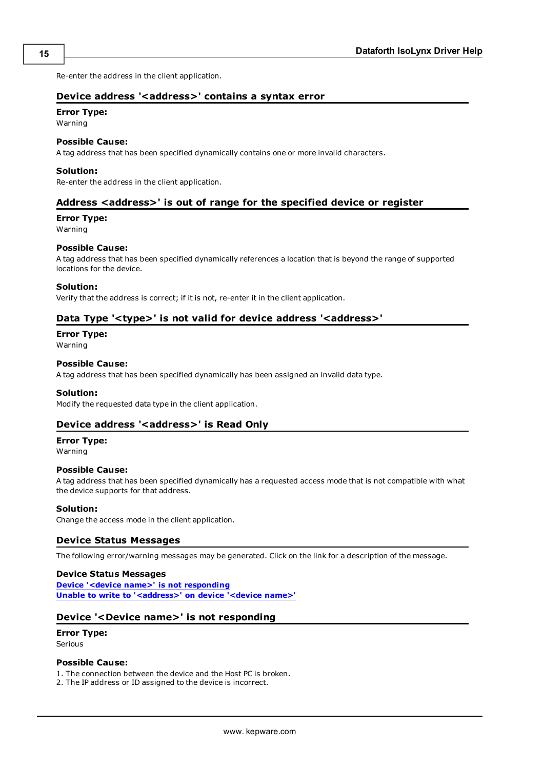Re-enter the address in the client application.

## Device address '<address>' contains a syntax error

**Error Type:**
Warning

**Possible Cause:**
A tag address that has been specified dynamically contains one or more invalid characters.

**Solution:**
Re-enter the address in the client application.

## Address <address>' is out of range for the specified device or register

**Error Type:**
Warning

**Possible Cause:**
A tag address that has been specified dynamically references a location that is beyond the range of supported locations for the device.

**Solution:**
Verify that the address is correct; if it is not, re-enter it in the client application.

## Data Type '<type>' is not valid for device address '<address>'

**Error Type:**
Warning

**Possible Cause:**
A tag address that has been specified dynamically has been assigned an invalid data type.

**Solution:**
Modify the requested data type in the client application.

## Device address '<address>' is Read Only

**Error Type:**
Warning

**Possible Cause:**
A tag address that has been specified dynamically has a requested access mode that is not compatible with what the device supports for that address.

**Solution:**
Change the access mode in the client application.

## Device Status Messages

The following error/warning messages may be generated. Click on the link for a description of the message.

**Device Status Messages**
**Device '<device name>' is not responding**
**Unable to write to '<address>' on device '<device name>'**

## Device '<Device name>' is not responding

**Error Type:**
Serious

**Possible Cause:**
1. The connection between the device and the Host PC is broken.
2. The IP address or ID assigned to the device is incorrect.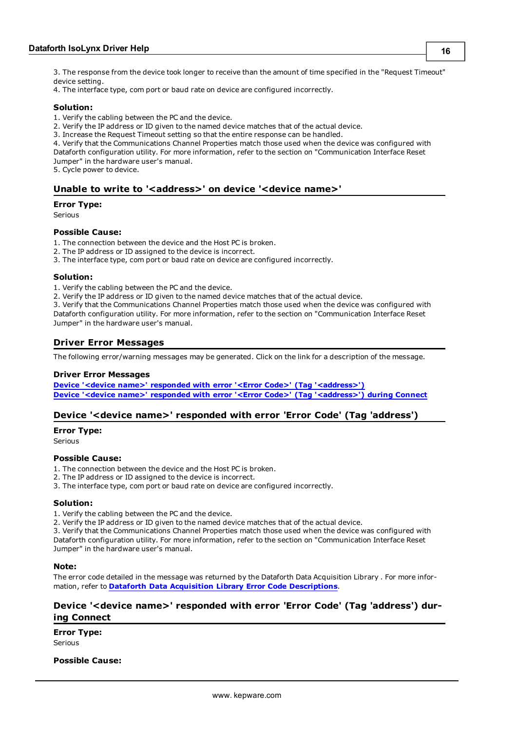3. The response from the device took longer to receive than the amount of time specified in the "Request Timeout" device setting.
4. The interface type, com port or baud rate on device are configured incorrectly.

**Solution:**

1. Verify the cabling between the PC and the device.
2. Verify the IP address or ID given to the named device matches that of the actual device.
3. Increase the Request Timeout setting so that the entire response can be handled.
4. Verify that the Communications Channel Properties match those used when the device was configured with Dataforth configuration utility. For more information, refer to the section on "Communication Interface Reset Jumper" in the hardware user's manual.
5. Cycle power to device.

## Unable to write to '<address>' on device '<device name>'

**Error Type:**
Serious

**Possible Cause:**

1. The connection between the device and the Host PC is broken.
2. The IP address or ID assigned to the device is incorrect.
3. The interface type, com port or baud rate on device are configured incorrectly.

**Solution:**

1. Verify the cabling between the PC and the device.
2. Verify the IP address or ID given to the named device matches that of the actual device.
3. Verify that the Communications Channel Properties match those used when the device was configured with Dataforth configuration utility. For more information, refer to the section on "Communication Interface Reset Jumper" in the hardware user's manual.

## Driver Error Messages

The following error/warning messages may be generated. Click on the link for a description of the message.

**Driver Error Messages**
**Device '<device name>' responded with error '<Error Code>' (Tag '<address>')**
**Device '<device name>' responded with error '<Error Code>' (Tag '<address>') during Connect**

## Device '<device name>' responded with error 'Error Code' (Tag 'address')

**Error Type:**
Serious

**Possible Cause:**

1. The connection between the device and the Host PC is broken.
2. The IP address or ID assigned to the device is incorrect.
3. The interface type, com port or baud rate on device are configured incorrectly.

**Solution:**

1. Verify the cabling between the PC and the device.
2. Verify the IP address or ID given to the named device matches that of the actual device.
3. Verify that the Communications Channel Properties match those used when the device was configured with Dataforth configuration utility. For more information, refer to the section on "Communication Interface Reset Jumper" in the hardware user's manual.

**Note:**
The error code detailed in the message was returned by the Dataforth Data Acquisition Library . For more information, refer to **Dataforth Data Acquisition Library Error Code Descriptions**.

## Device '<device name>' responded with error 'Error Code' (Tag 'address') during Connect

**Error Type:**
Serious

**Possible Cause:**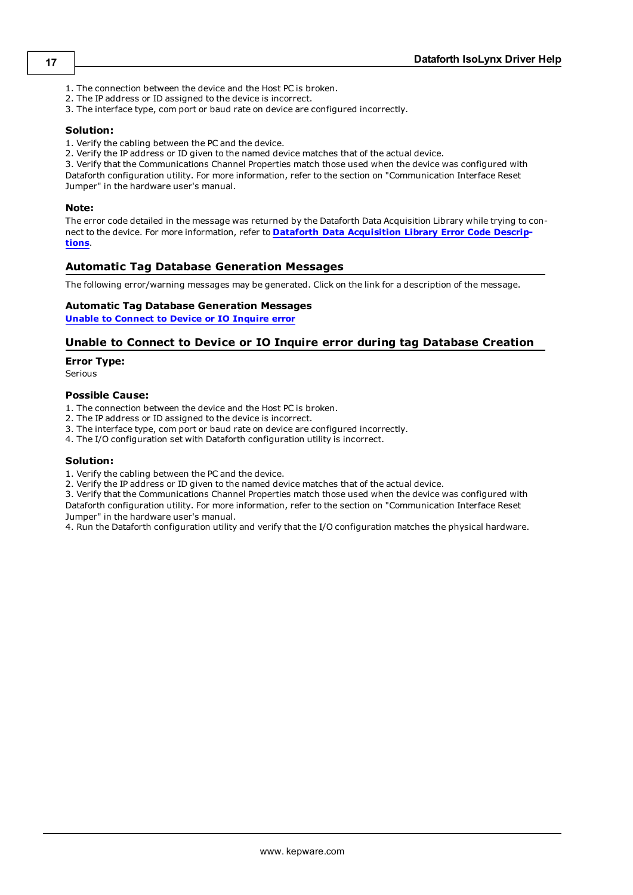1. The connection between the device and the Host PC is broken.
2. The IP address or ID assigned to the device is incorrect.
3. The interface type, com port or baud rate on device are configured incorrectly.

#### Solution:

1. Verify the cabling between the PC and the device.
2. Verify the IP address or ID given to the named device matches that of the actual device.
3. Verify that the Communications Channel Properties match those used when the device was configured with Dataforth configuration utility. For more information, refer to the section on "Communication Interface Reset Jumper" in the hardware user's manual.

#### Note:

The error code detailed in the message was returned by the Dataforth Data Acquisition Library while trying to connect to the device. For more information, refer to **Dataforth Data Acquisition Library Error Code Descriptions**.

## Automatic Tag Database Generation Messages

The following error/warning messages may be generated. Click on the link for a description of the message.

#### Automatic Tag Database Generation Messages

**Unable to Connect to Device or IO Inquire error**

## Unable to Connect to Device or IO Inquire error during tag Database Creation

#### Error Type:

Serious

#### Possible Cause:

1. The connection between the device and the Host PC is broken.
2. The IP address or ID assigned to the device is incorrect.
3. The interface type, com port or baud rate on device are configured incorrectly.
4. The I/O configuration set with Dataforth configuration utility is incorrect.

#### Solution:

1. Verify the cabling between the PC and the device.
2. Verify the IP address or ID given to the named device matches that of the actual device.
3. Verify that the Communications Channel Properties match those used when the device was configured with Dataforth configuration utility. For more information, refer to the section on "Communication Interface Reset Jumper" in the hardware user's manual.
4. Run the Dataforth configuration utility and verify that the I/O configuration matches the physical hardware.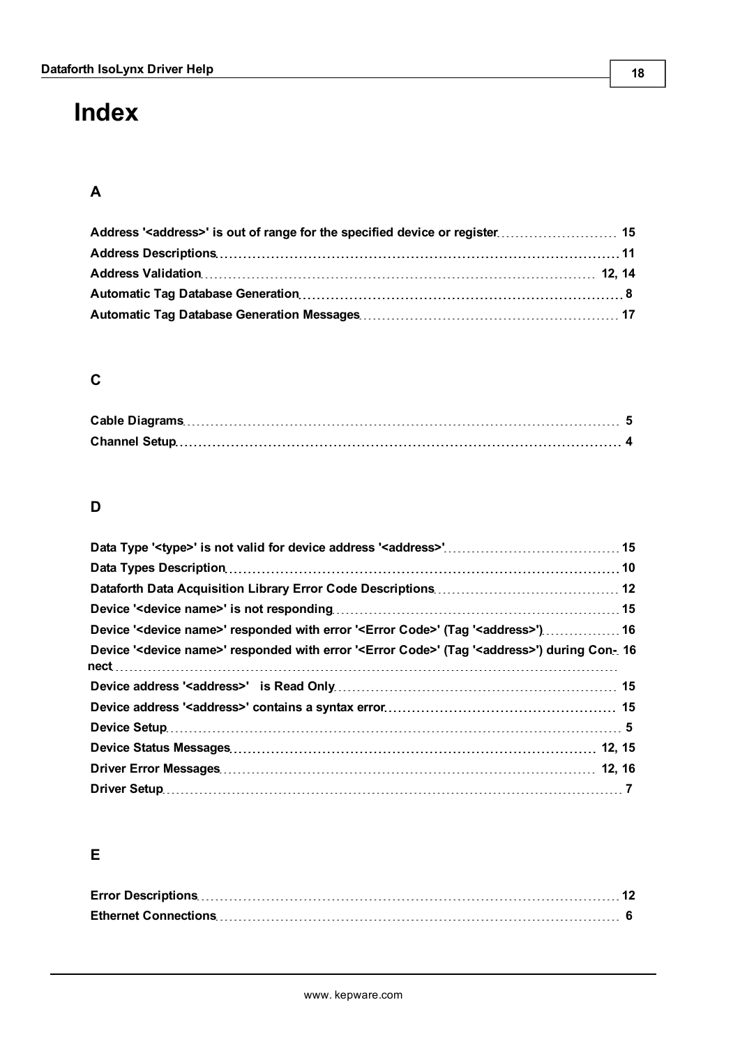# Index

## A

Address '<address>' is out of range for the specified device or register 15
Address Descriptions 11
Address Validation 12, 14
Automatic Tag Database Generation 8
Automatic Tag Database Generation Messages 17

## C

Cable Diagrams 5
Channel Setup 4

## D

Data Type '<type>' is not valid for device address '<address>' 15
Data Types Description 10
Dataforth Data Acquisition Library Error Code Descriptions 12
Device '<device name>' is not responding 15
Device '<device name>' responded with error '<Error Code>' (Tag '<address>') 16
Device '<device name>' responded with error '<Error Code>' (Tag '<address>') during Connect 16
Device address '<address>' is Read Only 15
Device address '<address>' contains a syntax error 15
Device Setup 5
Device Status Messages 12, 15
Driver Error Messages 12, 16
Driver Setup 7

## E

Error Descriptions 12
Ethernet Connections 6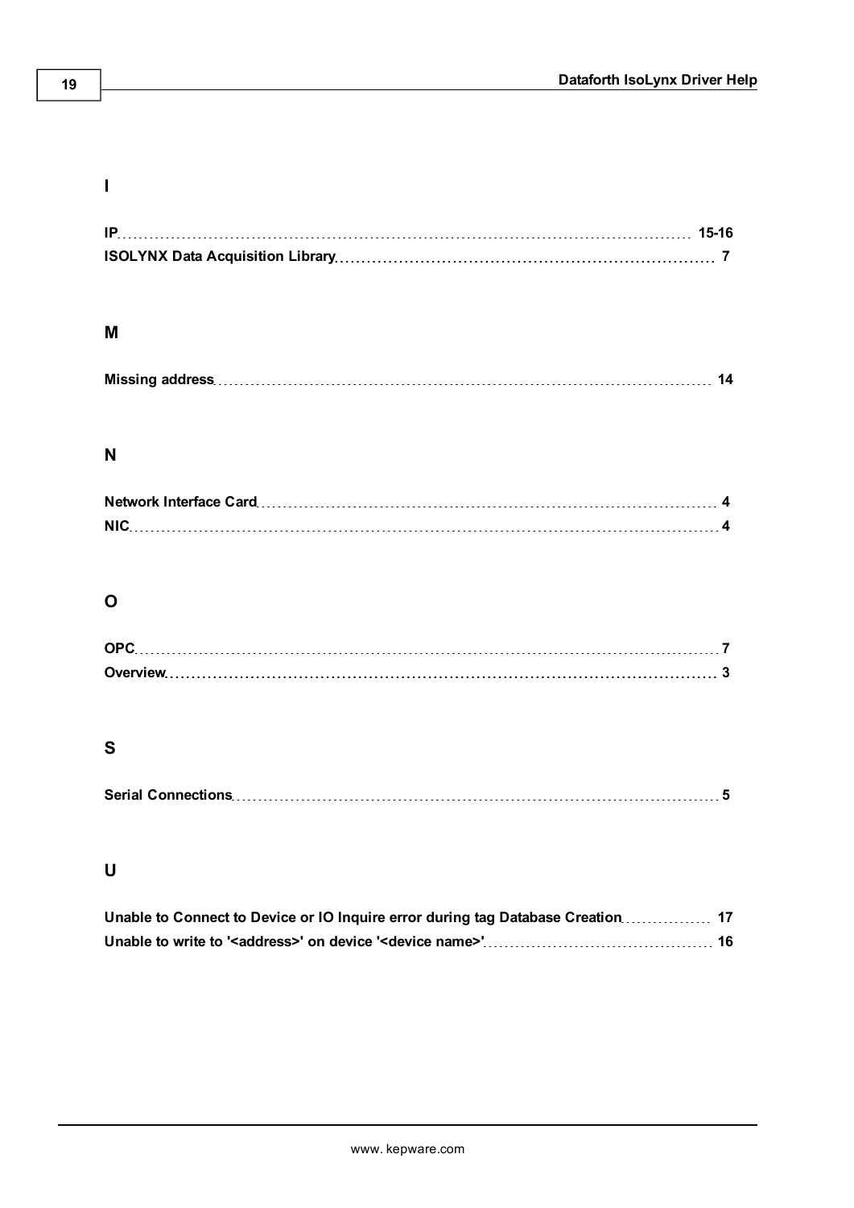## I

**IP** 15-16
**ISOLYNX Data Acquisition Library** 7

## M

**Missing address** 14

## N

**Network Interface Card** 4
**NIC** 4

## O

**OPC** 7
**Overview** 3

## S

**Serial Connections** 5

## U

**Unable to Connect to Device or IO Inquire error during tag Database Creation** 17
**Unable to write to '<address>' on device '<device name>'** 16